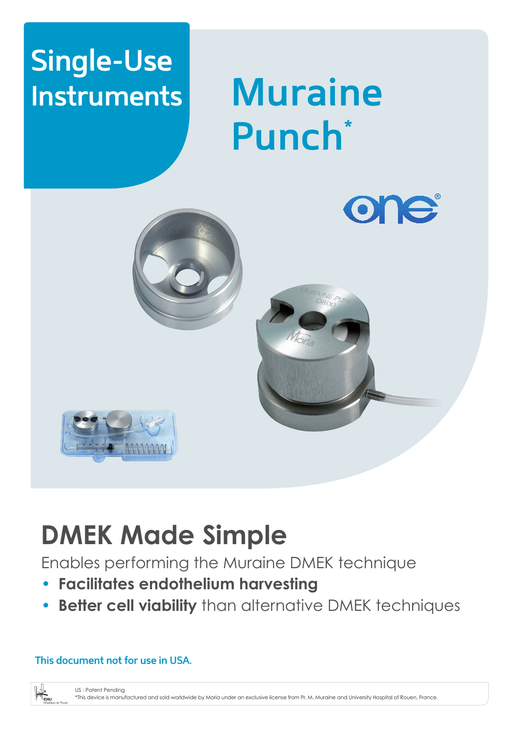# Single-Use Instruments

# Muraine Punch*

## DMEK Made Simple

Enables performing the Muraine DMEK technique

- **Facilitates endothelium harvesting**
- **Better cell viability** than alternative DMEK techniques

This document not for use in USA.

US : Patent Pending

*This device is manufactured and sold worldwide by Moria under an exclusive license from Pr. M. Muraine and University Hospital of Rouen, France.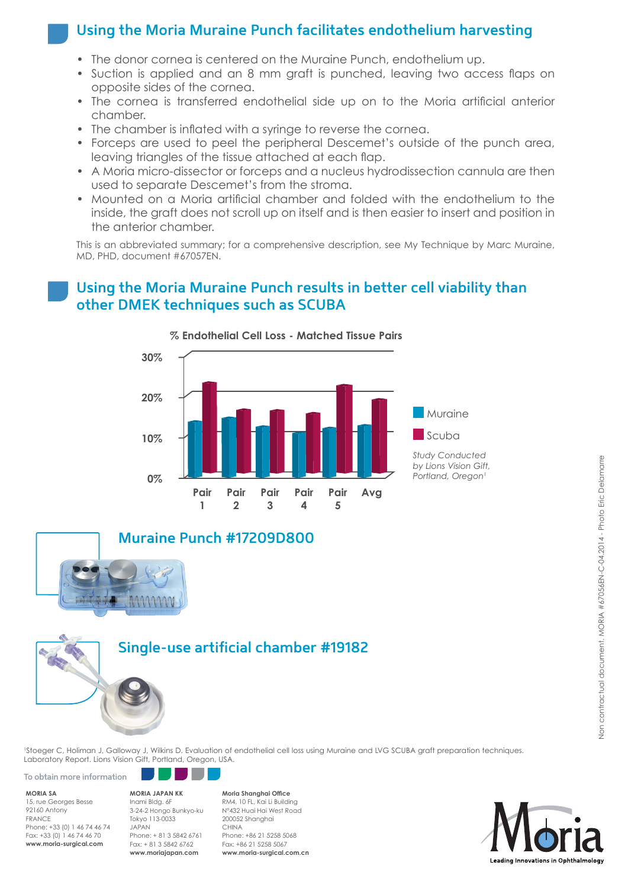## Using the Moria Muraine Punch facilitates endothelium harvesting

- The donor cornea is centered on the Muraine Punch, endothelium up.
- Suction is applied and an 8 mm graft is punched, leaving two access flaps on opposite sides of the cornea.
- The cornea is transferred endothelial side up on to the Moria artificial anterior chamber.
- The chamber is inflated with a syringe to reverse the cornea.
- Forceps are used to peel the peripheral Descemet's outside of the punch area, leaving triangles of the tissue attached at each flap.
- A Moria micro-dissector or forceps and a nucleus hydrodissection cannula are then used to separate Descemet's from the stroma.
- Mounted on a Moria artificial chamber and folded with the endothelium to the inside, the graft does not scroll up on itself and is then easier to insert and position in the anterior chamber.

This is an abbreviated summary; for a comprehensive description, see My Technique by Marc Muraine, MD, PHD, document #67057EN.

## Using the Moria Muraine Punch results in better cell viability than other DMEK techniques such as SCUBA

% Endothelial Cell Loss - Matched Tissue Pairs

30%
20%
10%
0%

Pair 1
Pair 2
Pair 3
Pair 4
Pair 5
Avg

Muraine
Scuba

*Study Conducted by Lions Vision Gift, Portland, Oregon*[1]

## Muraine Punch #17209D800

## Single-use artificial chamber #19182

[1]Stoeger C, Holiman J, Galloway J, Wilkins D. Evaluation of endothelial cell loss using Muraine and LVG SCUBA graft preparation techniques. Laboratory Report. Lions Vision Gift, Portland, Oregon, USA.

To obtain more information

**MORIA SA**
15, rue Georges Besse
92160 Antony
FRANCE
Phone: +33 (0) 1 46 74 46 74
Fax: +33 (0) 1 46 74 46 70
**www.moria-surgical.com**

**MORIA JAPAN KK**
Inami Bldg. 6F
3-24-2 Hongo Bunkyo-ku
Tokyo 113-0033
JAPAN
Phone: + 81 3 5842 6761
Fax: + 81 3 5842 6762
**www.moriajapan.com**

**Moria Shanghai Office**
RM4, 10 FL, Kai Li Building
N°432 Huai Hai West Road
200052 Shanghai
CHINA
Phone: +86 21 5258 5068
Fax: +86 21 5258 5067
**www.moria-surgical.com.cn**

Moria
Leading Innovations in Ophthalmology

Non contractual document. MORIA #67056EN-C-04.2014 - Photo Eric Delamarre